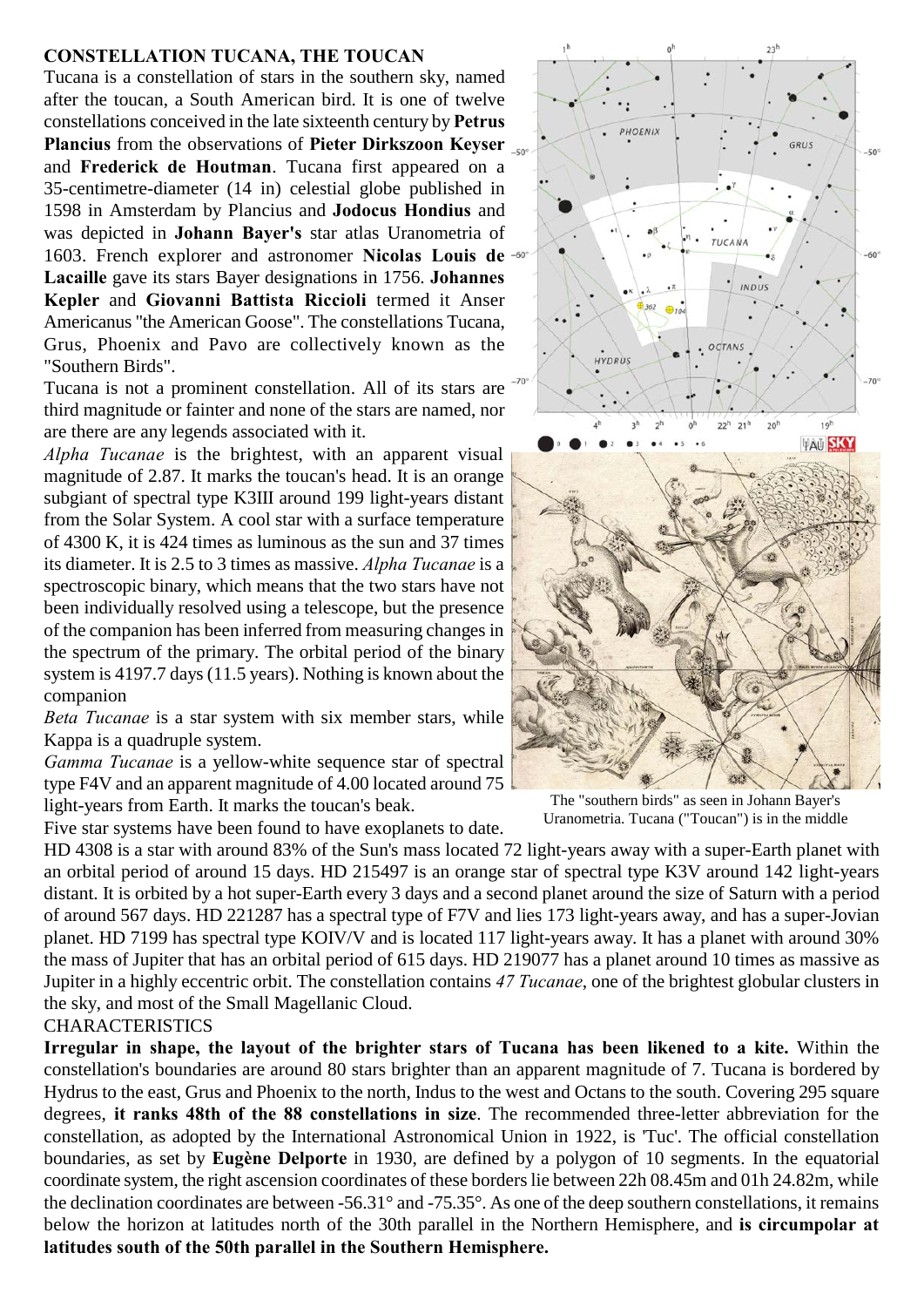## CONSTELLATION TUCANA, THE TOUCAN

Tucana is a constellation of stars in the southern sky, named after the toucan, a South American bird. It is one of twelve constellations conceived in the late sixteenth century by **Petrus Plancius** from the observations of **Pieter Dirkszoon Keyser** and **Frederick de Houtman**. Tucana first appeared on a 35-centimetre-diameter (14 in) celestial globe published in 1598 in Amsterdam by Plancius and **Jodocus Hondius** and was depicted in **Johann Bayer's** star atlas Uranometria of 1603. French explorer and astronomer **Nicolas Louis de Lacaille** gave its stars Bayer designations in 1756. **Johannes Kepler** and **Giovanni Battista Riccioli** termed it Anser Americanus "the American Goose". The constellations Tucana, Grus, Phoenix and Pavo are collectively known as the "Southern Birds".

Tucana is not a prominent constellation. All of its stars are third magnitude or fainter and none of the stars are named, nor are there are any legends associated with it.

*Alpha Tucanae* is the brightest, with an apparent visual magnitude of 2.87. It marks the toucan's head. It is an orange subgiant of spectral type K3III around 199 light-years distant from the Solar System. A cool star with a surface temperature of 4300 K, it is 424 times as luminous as the sun and 37 times its diameter. It is 2.5 to 3 times as massive. *Alpha Tucanae* is a spectroscopic binary, which means that the two stars have not been individually resolved using a telescope, but the presence of the companion has been inferred from measuring changes in the spectrum of the primary. The orbital period of the binary system is 4197.7 days (11.5 years). Nothing is known about the companion

*Beta Tucanae* is a star system with six member stars, while Kappa is a quadruple system.

*Gamma Tucanae* is a yellow-white sequence star of spectral type F4V and an apparent magnitude of 4.00 located around 75 light-years from Earth. It marks the toucan's beak.

The "southern birds" as seen in Johann Bayer's Uranometria. Tucana ("Toucan") is in the middle

Five star systems have been found to have exoplanets to date. HD 4308 is a star with around 83% of the Sun's mass located 72 light-years away with a super-Earth planet with an orbital period of around 15 days. HD 215497 is an orange star of spectral type K3V around 142 light-years distant. It is orbited by a hot super-Earth every 3 days and a second planet around the size of Saturn with a period of around 567 days. HD 221287 has a spectral type of F7V and lies 173 light-years away, and has a super-Jovian planet. HD 7199 has spectral type KOIV/V and is located 117 light-years away. It has a planet with around 30% the mass of Jupiter that has an orbital period of 615 days. HD 219077 has a planet around 10 times as massive as Jupiter in a highly eccentric orbit. The constellation contains *47 Tucanae*, one of the brightest globular clusters in the sky, and most of the Small Magellanic Cloud.

CHARACTERISTICS

**Irregular in shape, the layout of the brighter stars of Tucana has been likened to a kite.** Within the constellation's boundaries are around 80 stars brighter than an apparent magnitude of 7. Tucana is bordered by Hydrus to the east, Grus and Phoenix to the north, Indus to the west and Octans to the south. Covering 295 square degrees, **it ranks 48th of the 88 constellations in size**. The recommended three-letter abbreviation for the constellation, as adopted by the International Astronomical Union in 1922, is 'Tuc'. The official constellation boundaries, as set by **Eugène Delporte** in 1930, are defined by a polygon of 10 segments. In the equatorial coordinate system, the right ascension coordinates of these borders lie between 22h 08.45m and 01h 24.82m, while the declination coordinates are between -56.31° and -75.35°. As one of the deep southern constellations, it remains below the horizon at latitudes north of the 30th parallel in the Northern Hemisphere, and **is circumpolar at latitudes south of the 50th parallel in the Southern Hemisphere.**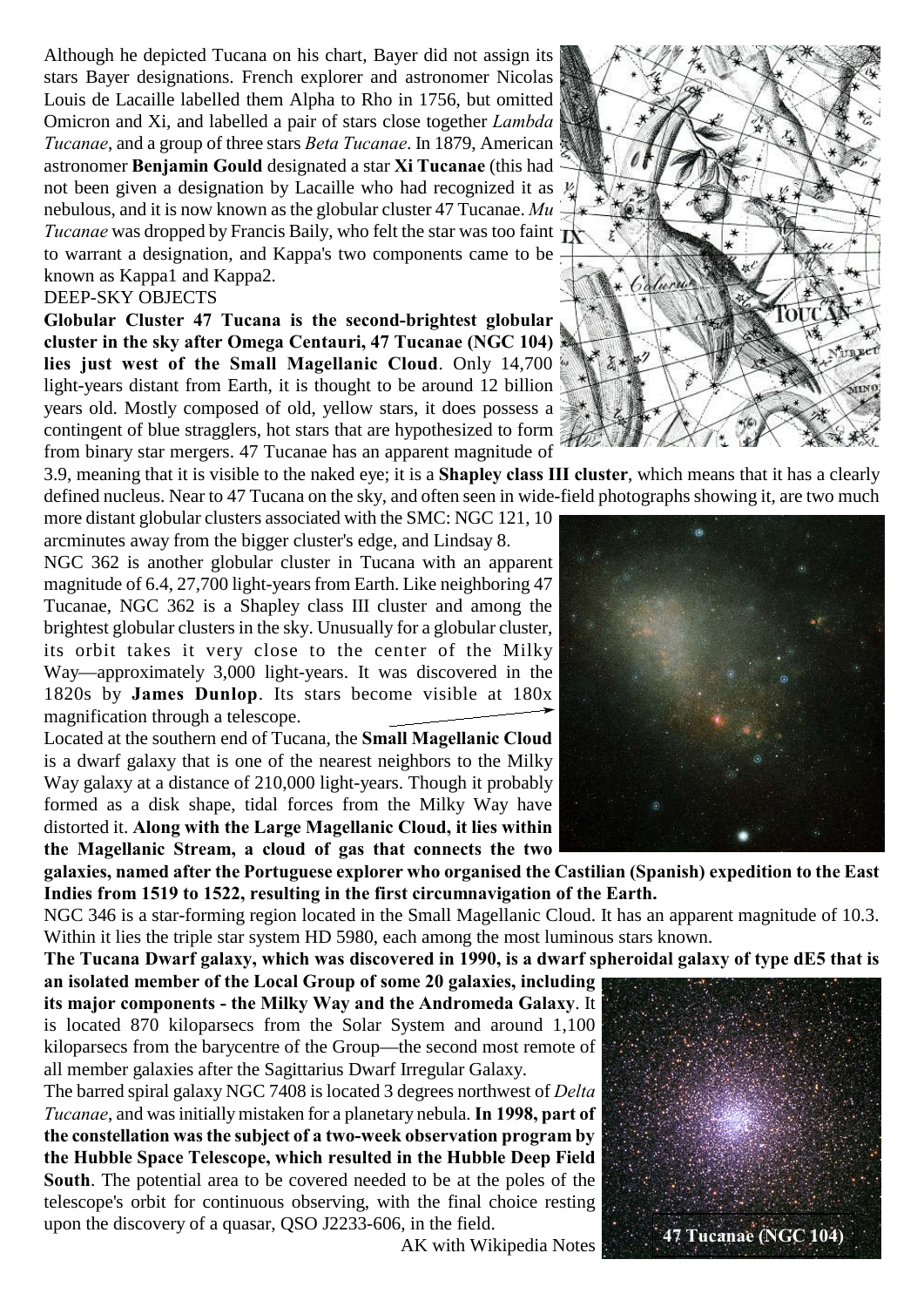Although he depicted Tucana on his chart, Bayer did not assign its stars Bayer designations. French explorer and astronomer Nicolas Louis de Lacaille labelled them Alpha to Rho in 1756, but omitted Omicron and Xi, and labelled a pair of stars close together *Lambda Tucanae*, and a group of three stars *Beta Tucanae*. In 1879, American astronomer **Benjamin Gould** designated a star **Xi Tucanae** (this had not been given a designation by Lacaille who had recognized it as nebulous, and it is now known as the globular cluster 47 Tucanae. *Mu Tucanae* was dropped by Francis Baily, who felt the star was too faint to warrant a designation, and Kappa's two components came to be known as Kappa1 and Kappa2.

DEEP-SKY OBJECTS

**Globular Cluster 47 Tucana is the second-brightest globular cluster in the sky after Omega Centauri, 47 Tucanae (NGC 104) lies just west of the Small Magellanic Cloud**. Only 14,700 light-years distant from Earth, it is thought to be around 12 billion years old. Mostly composed of old, yellow stars, it does possess a contingent of blue stragglers, hot stars that are hypothesized to form from binary star mergers. 47 Tucanae has an apparent magnitude of 3.9, meaning that it is visible to the naked eye; it is a **Shapley class III cluster**, which means that it has a clearly defined nucleus. Near to 47 Tucana on the sky, and often seen in wide-field photographs showing it, are two much more distant globular clusters associated with the SMC: NGC 121, 10 arcminutes away from the bigger cluster's edge, and Lindsay 8.

NGC 362 is another globular cluster in Tucana with an apparent magnitude of 6.4, 27,700 light-years from Earth. Like neighboring 47 Tucanae, NGC 362 is a Shapley class III cluster and among the brightest globular clusters in the sky. Unusually for a globular cluster, its orbit takes it very close to the center of the Milky Way—approximately 3,000 light-years. It was discovered in the 1820s by **James Dunlop**. Its stars become visible at 180x magnification through a telescope.

Located at the southern end of Tucana, the **Small Magellanic Cloud** is a dwarf galaxy that is one of the nearest neighbors to the Milky Way galaxy at a distance of 210,000 light-years. Though it probably formed as a disk shape, tidal forces from the Milky Way have distorted it. **Along with the Large Magellanic Cloud, it lies within the Magellanic Stream, a cloud of gas that connects the two galaxies, named after the Portuguese explorer who organised the Castilian (Spanish) expedition to the East Indies from 1519 to 1522, resulting in the first circumnavigation of the Earth.**

NGC 346 is a star-forming region located in the Small Magellanic Cloud. It has an apparent magnitude of 10.3. Within it lies the triple star system HD 5980, each among the most luminous stars known.

**The Tucana Dwarf galaxy, which was discovered in 1990, is a dwarf spheroidal galaxy of type dE5 that is an isolated member of the Local Group of some 20 galaxies, including its major components - the Milky Way and the Andromeda Galaxy**. It is located 870 kiloparsecs from the Solar System and around 1,100 kiloparsecs from the barycentre of the Group—the second most remote of all member galaxies after the Sagittarius Dwarf Irregular Galaxy.

The barred spiral galaxy NGC 7408 is located 3 degrees northwest of *Delta Tucanae*, and was initially mistaken for a planetary nebula. **In 1998, part of the constellation was the subject of a two-week observation program by the Hubble Space Telescope, which resulted in the Hubble Deep Field South**. The potential area to be covered needed to be at the poles of the telescope's orbit for continuous observing, with the final choice resting upon the discovery of a quasar, QSO J2233-606, in the field.

AK with Wikipedia Notes

47 Tucanae (NGC 104)